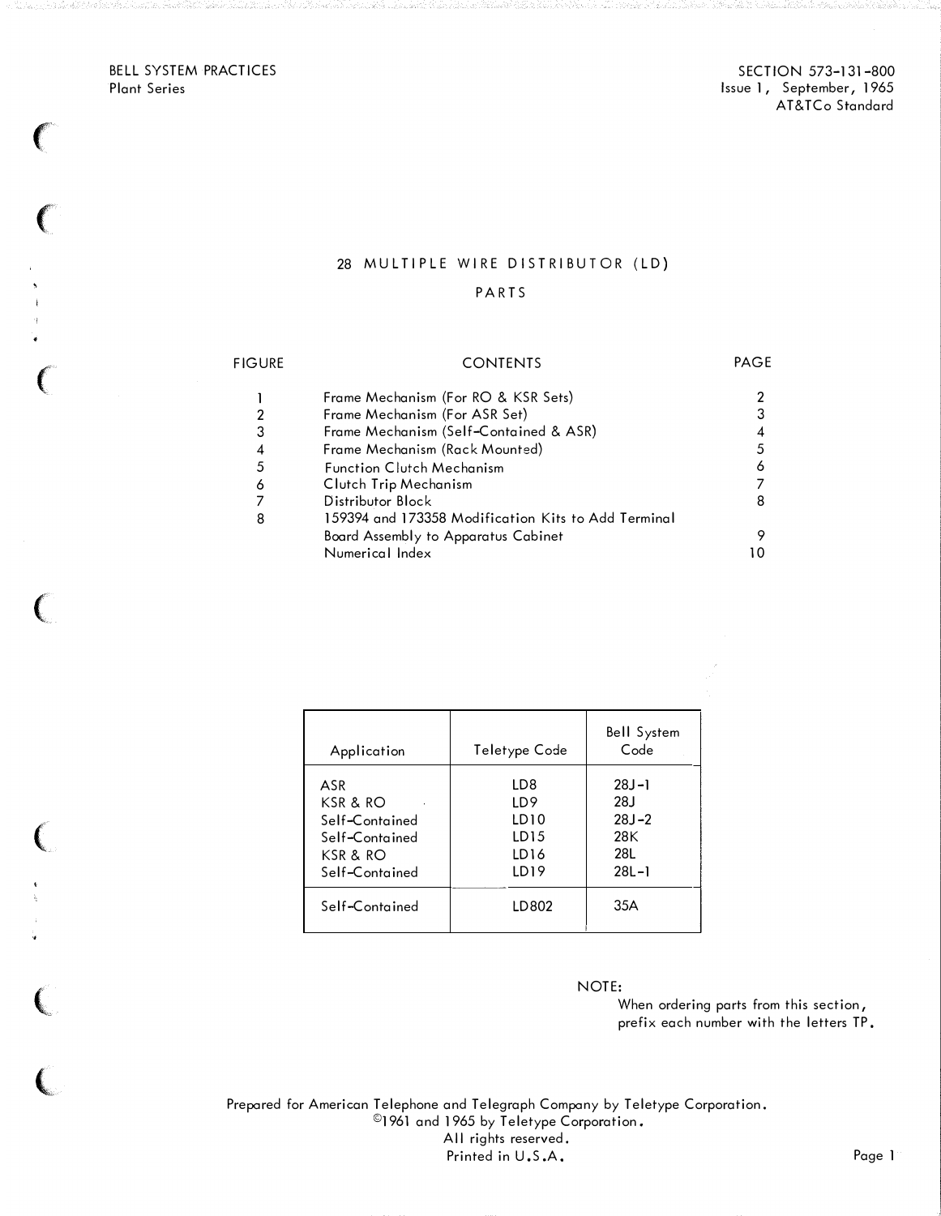BELL SYSTEM PRACTICES
Plant Series

SECTION 573-131-800
Issue 1, September, 1965
AT&TCo Standard

# 28 MULTIPLE WIRE DISTRIBUTOR (LD)

## PARTS

| FIGURE | CONTENTS | PAGE |
|---|---|---|
| 1 | Frame Mechanism (For RO & KSR Sets) | 2 |
| 2 | Frame Mechanism (For ASR Set) | 3 |
| 3 | Frame Mechanism (Self-Contained & ASR) | 4 |
| 4 | Frame Mechanism (Rack Mounted) | 5 |
| 5 | Function Clutch Mechanism | 6 |
| 6 | Clutch Trip Mechanism | 7 |
| 7 | Distributor Block | 8 |
| 8 | 159394 and 173358 Modification Kits to Add Terminal Board Assembly to Apparatus Cabinet | 9 |
| | Numerical Index | 10 |

| Application | Teletype Code | Bell System Code |
|---|---|---|
| ASR | LD8 | 28J-1 |
| KSR & RO | LD9 | 28J |
| Self-Contained | LD10 | 28J-2 |
| Self-Contained | LD15 | 28K |
| KSR & RO | LD16 | 28L |
| Self-Contained | LD19 | 28L-1 |
| Self-Contained | LD802 | 35A |

NOTE:
When ordering parts from this section, prefix each number with the letters TP.

Prepared for American Telephone and Telegraph Company by Teletype Corporation.
©1961 and 1965 by Teletype Corporation.
All rights reserved.
Printed in U.S.A.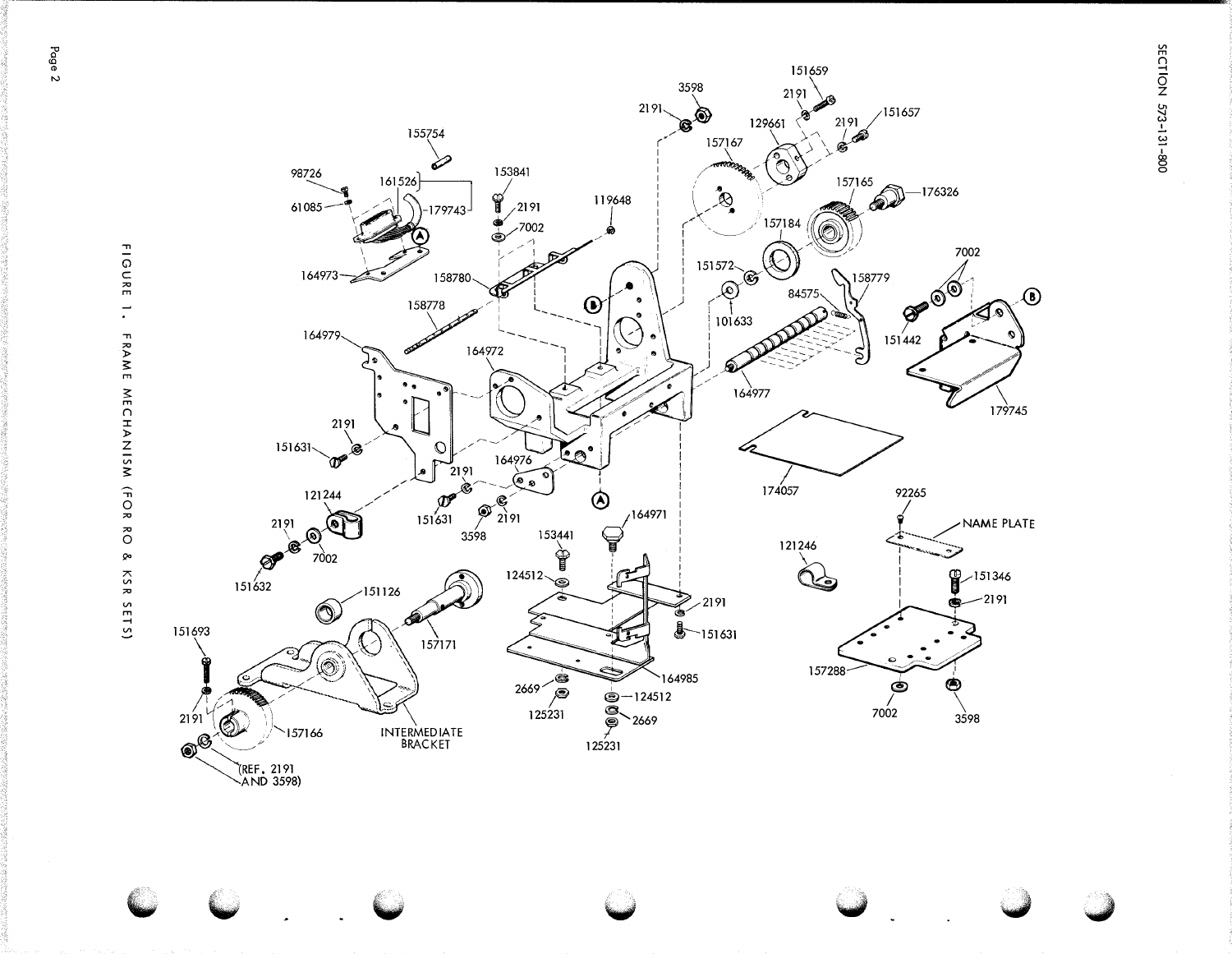FIGURE 1. FRAME MECHANISM (FOR RO & KSR SETS)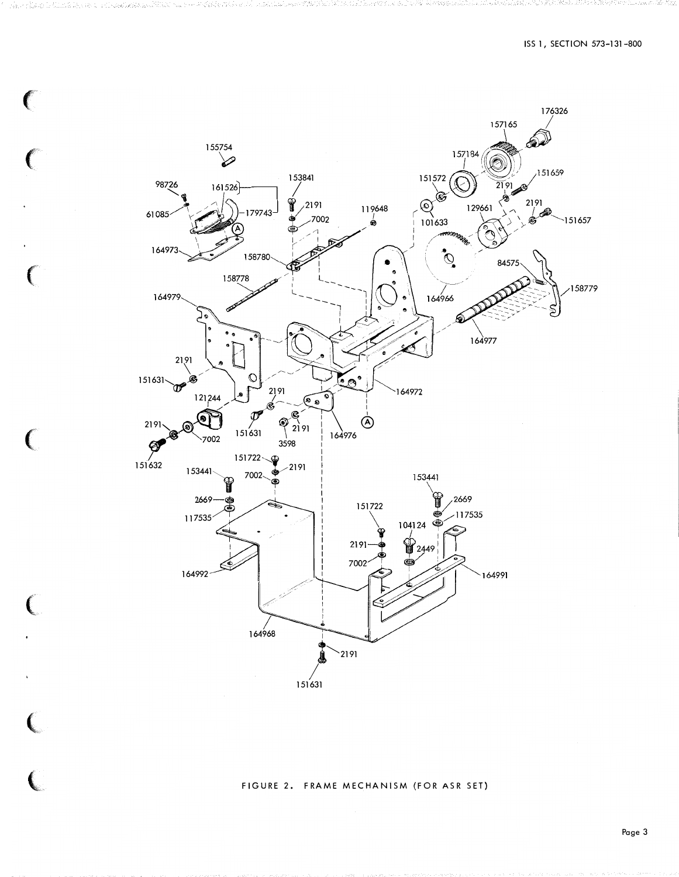155754

98726

161526

179743

61085

164973

153841

2191

7002

119648

158780

158778

164979

2191

151631

121244

2191

7002

151632

151631

2191

2191

3598

164976

164972

176326

157165

157184

151572

151659

2191

101633

129661

2191

151657

84575

158779

164966

164977

151722

2191

153441

7002

2669

117535

164992

153441

2669

117535

151722

104124

2191

2449

7002

164991

164968

2191

151631

FIGURE 2. FRAME MECHANISM (FOR ASR SET)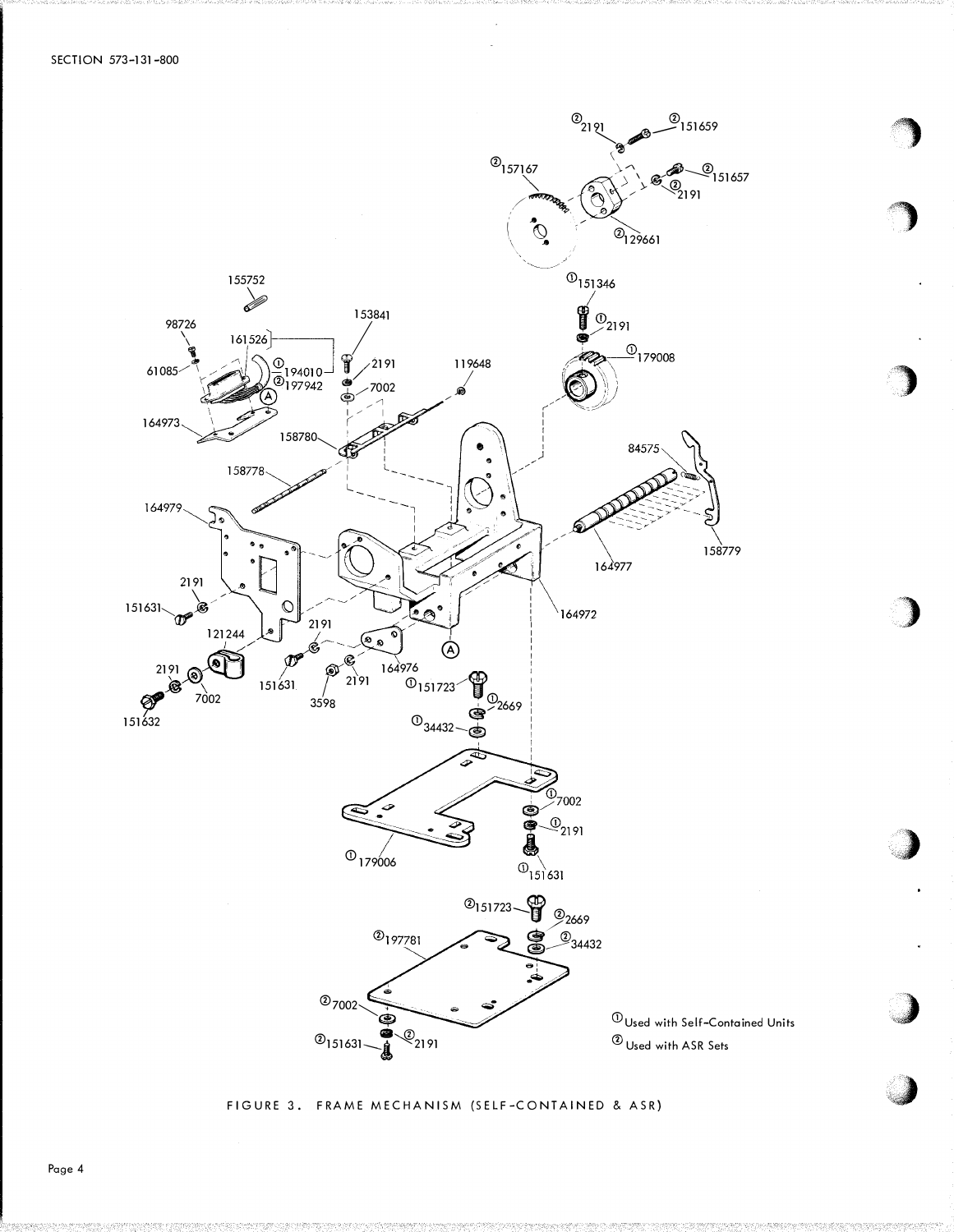① Used with Self-Contained Units
② Used with ASR Sets

FIGURE 3. FRAME MECHANISM (SELF-CONTAINED & ASR)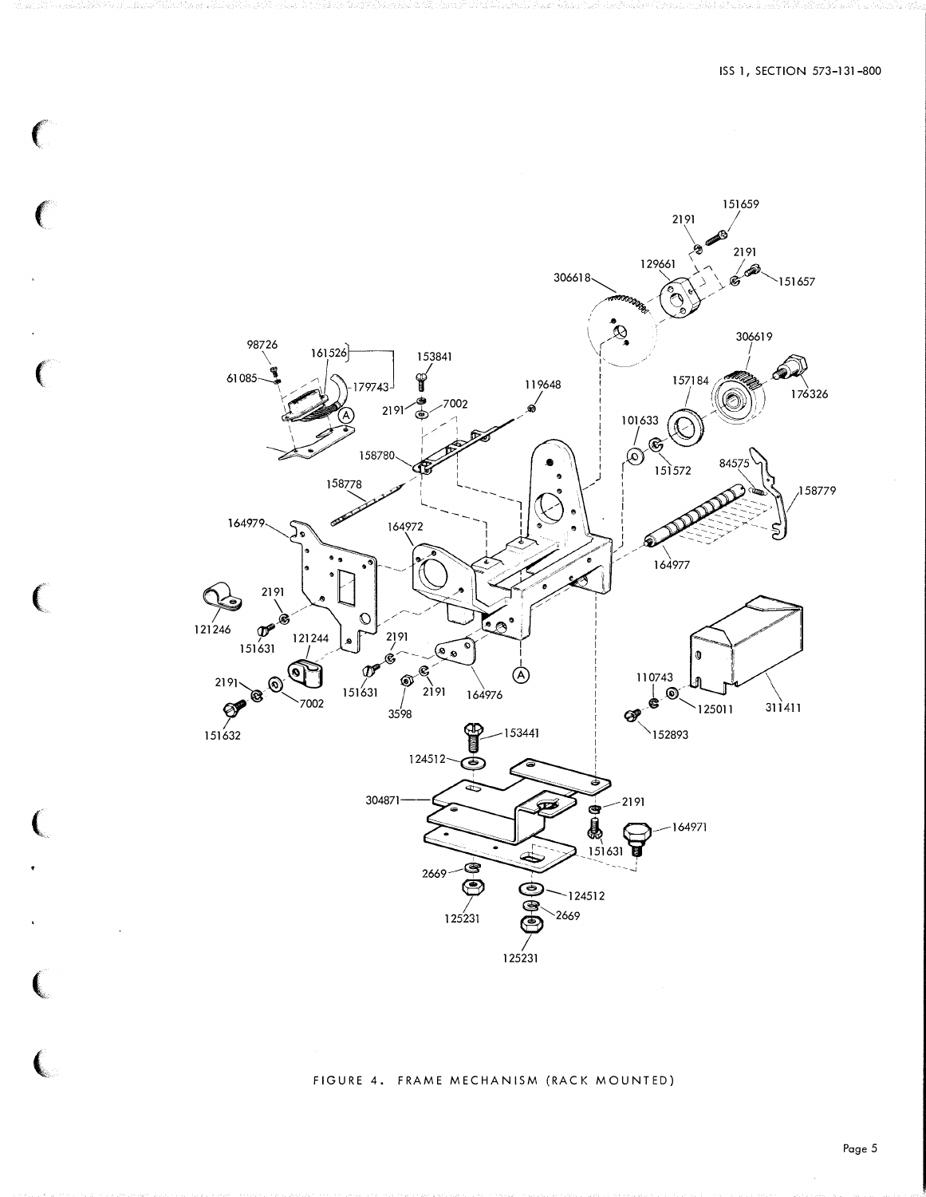FIGURE 4. FRAME MECHANISM (RACK MOUNTED)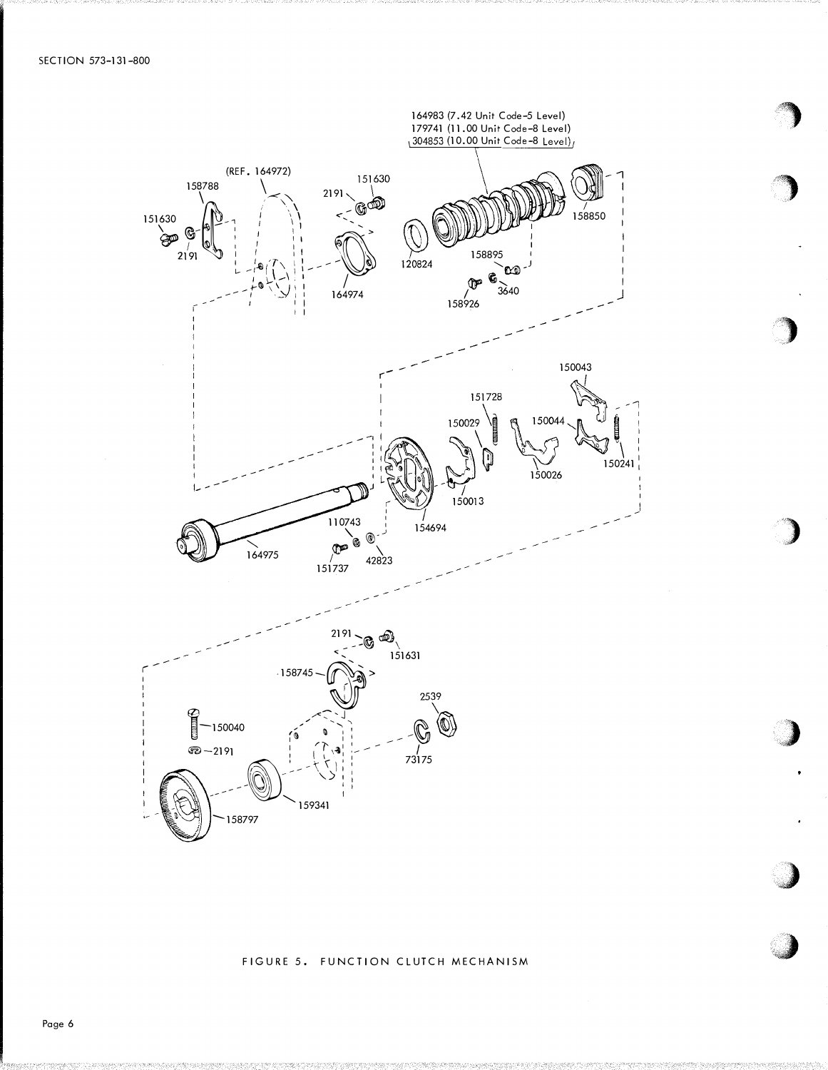FIGURE 5. FUNCTION CLUTCH MECHANISM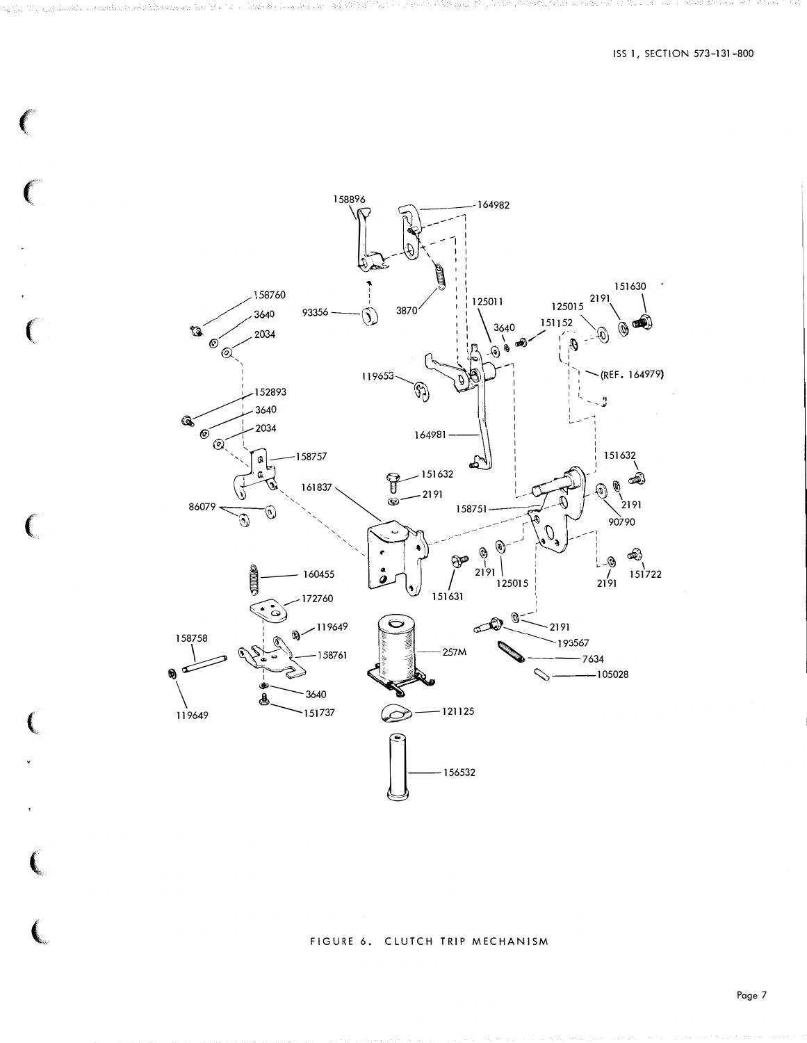FIGURE 6. CLUTCH TRIP MECHANISM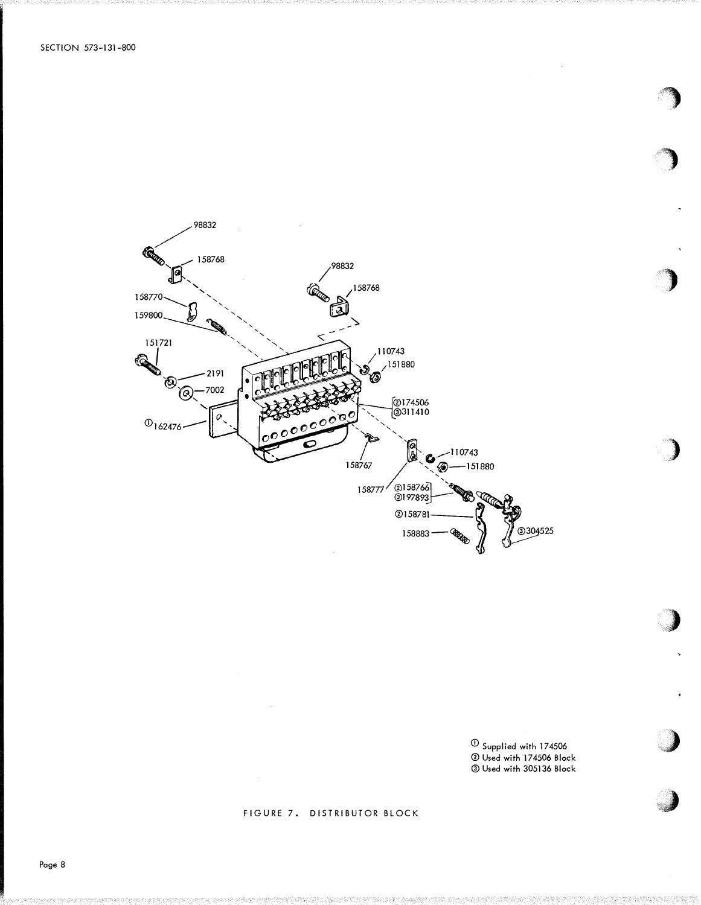98832

158768

98832

158768

158770

159800

151721

2191

7002

①162476

110743

151880

②174506
③311410

158767

110743

151880

158777

②158766
③197893

②158781

158883

③304525

① Supplied with 174506
② Used with 174506 Block
③ Used with 305136 Block

FIGURE 7. DISTRIBUTOR BLOCK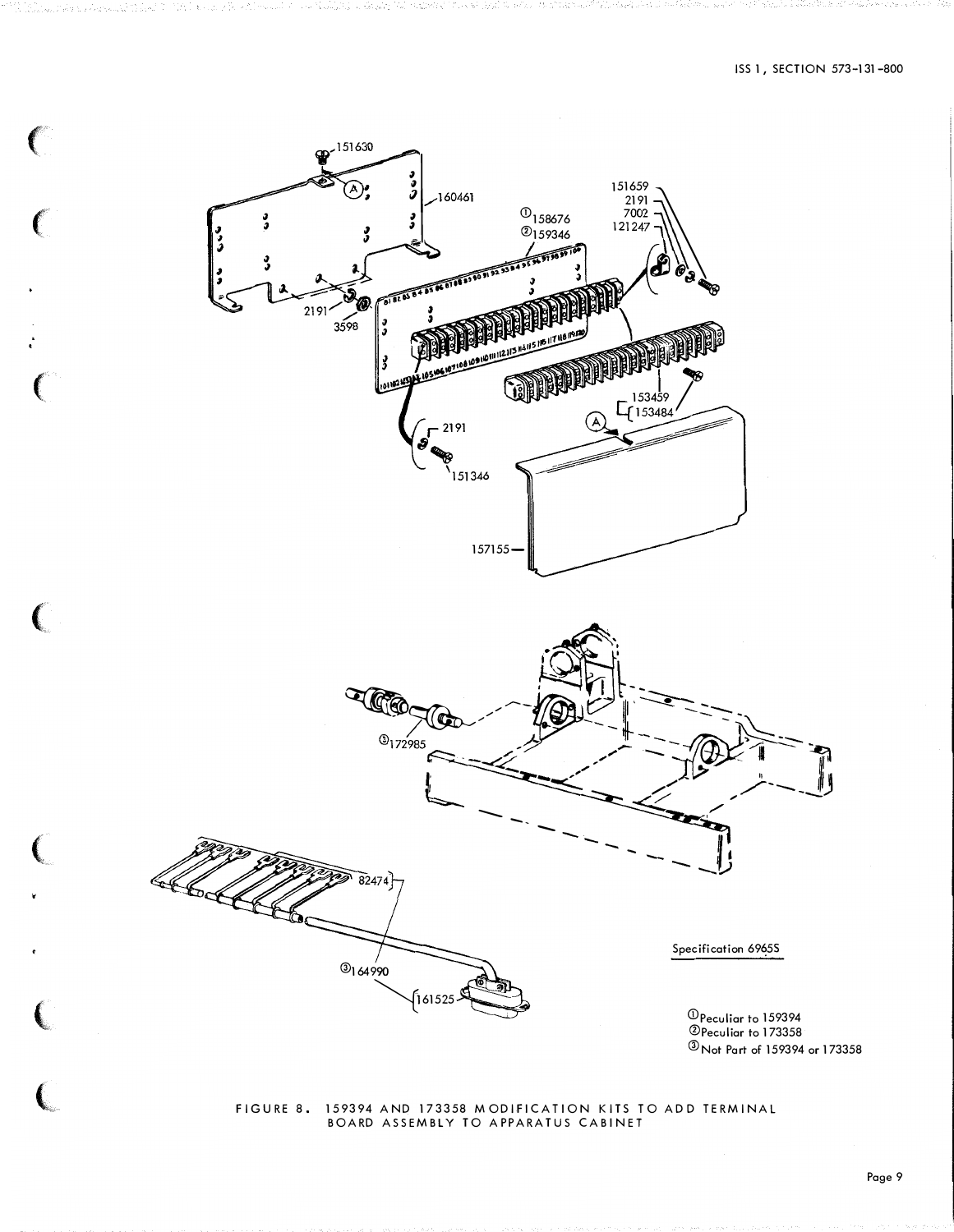151630

160461

①158676
②159346

151659
2191
7002
121247

2191
3598

153459
153484

2191

151346

157155

③172985

82474

③164990

161525

Specification 6965S

①Peculiar to 159394
②Peculiar to 173358
③Not Part of 159394 or 173358

FIGURE 8. 159394 AND 173358 MODIFICATION KITS TO ADD TERMINAL BOARD ASSEMBLY TO APPARATUS CABINET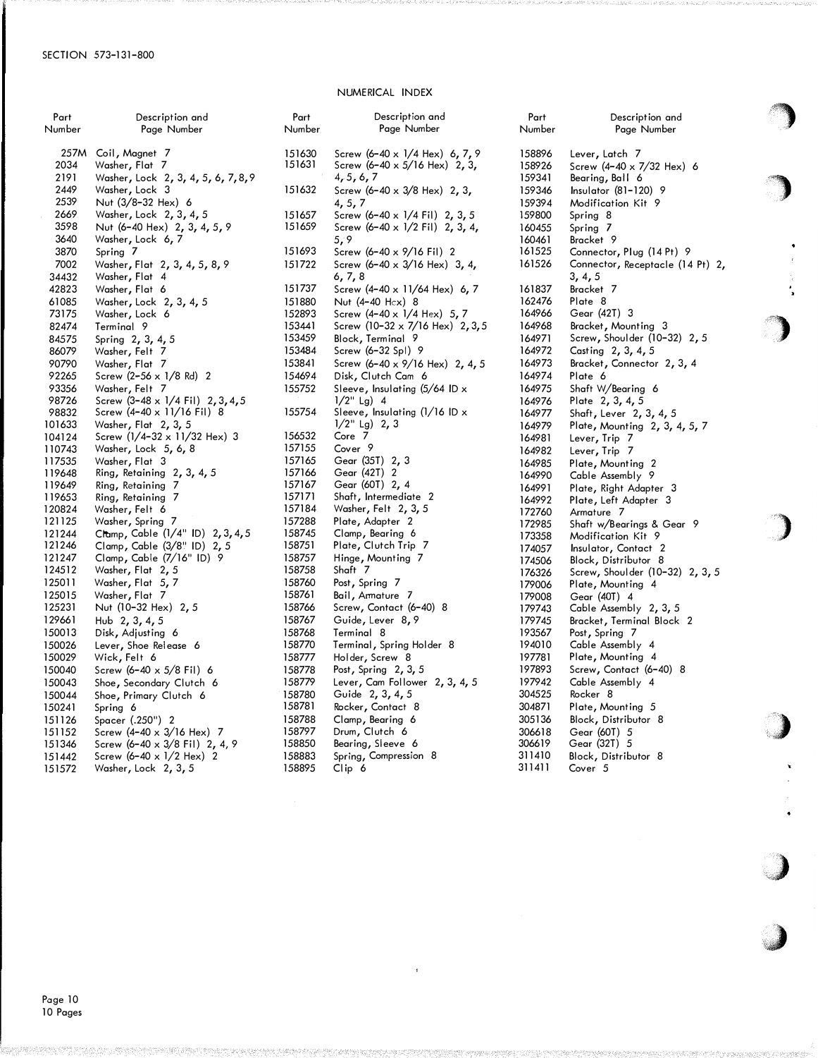SECTION 573-131-800

## NUMERICAL INDEX

| Part Number | Description and Page Number |
|---|---|
| 257M | Coil, Magnet 7 |
| 2034 | Washer, Flat 7 |
| 2191 | Washer, Lock 2, 3, 4, 5, 6, 7, 8, 9 |
| 2449 | Washer, Lock 3 |
| 2539 | Nut (3/8-32 Hex) 6 |
| 2669 | Washer, Lock 2, 3, 4, 5 |
| 3598 | Nut (6-40 Hex) 2, 3, 4, 5, 9 |
| 3640 | Washer, Lock 6, 7 |
| 3870 | Spring 7 |
| 7002 | Washer, Flat 2, 3, 4, 5, 8, 9 |
| 34432 | Washer, Flat 4 |
| 42823 | Washer, Flat 6 |
| 61085 | Washer, Lock 2, 3, 4, 5 |
| 73175 | Washer, Lock 6 |
| 82474 | Terminal 9 |
| 84575 | Spring 2, 3, 4, 5 |
| 86079 | Washer, Felt 7 |
| 90790 | Washer, Flat 7 |
| 92265 | Screw (2-56 x 1/8 Rd) 2 |
| 93356 | Washer, Felt 7 |
| 98726 | Screw (3-48 x 1/4 Fil) 2, 3, 4, 5 |
| 98832 | Screw (4-40 x 11/16 Fil) 8 |
| 101633 | Washer, Flat 2, 3, 5 |
| 104124 | Screw (1/4-32 x 11/32 Hex) 3 |
| 110743 | Washer, Lock 5, 6, 8 |
| 117535 | Washer, Flat 3 |
| 119648 | Ring, Retaining 2, 3, 4, 5 |
| 119649 | Ring, Retaining 7 |
| 119653 | Ring, Retaining 7 |
| 120824 | Washer, Felt 6 |
| 121125 | Washer, Spring 7 |
| 121244 | Clamp, Cable (1/4" ID) 2, 3, 4, 5 |
| 121246 | Clamp, Cable (3/8" ID) 2, 5 |
| 121247 | Clamp, Cable (7/16" ID) 9 |
| 124512 | Washer, Flat 2, 5 |
| 125011 | Washer, Flat 5, 7 |
| 125015 | Washer, Flat 7 |
| 125231 | Nut (10-32 Hex) 2, 5 |
| 129661 | Hub 2, 3, 4, 5 |
| 150013 | Disk, Adjusting 6 |
| 150026 | Lever, Shoe Release 6 |
| 150029 | Wick, Felt 6 |
| 150040 | Screw (6-40 x 5/8 Fil) 6 |
| 150043 | Shoe, Secondary Clutch 6 |
| 150044 | Shoe, Primary Clutch 6 |
| 150241 | Spring 6 |
| 151126 | Spacer (.250") 2 |
| 151152 | Screw (4-40 x 3/16 Hex) 7 |
| 151346 | Screw (6-40 x 3/8 Fil) 2, 4, 9 |
| 151442 | Screw (6-40 x 1/2 Hex) 2 |
| 151572 | Washer, Lock 2, 3, 5 |
| 151630 | Screw (6-40 x 1/4 Hex) 6, 7, 9 |
| 151631 | Screw (6-40 x 5/16 Hex) 2, 3, 4, 5, 6, 7 |
| 151632 | Screw (6-40 x 3/8 Hex) 2, 3, 4, 5, 7 |
| 151657 | Screw (6-40 x 1/4 Fil) 2, 3, 5 |
| 151659 | Screw (6-40 x 1/2 Fil) 2, 3, 4, 5, 9 |
| 151693 | Screw (6-40 x 9/16 Fil) 2 |
| 151722 | Screw (6-40 x 3/16 Hex) 3, 4, 6, 7, 8 |
| 151737 | Screw (4-40 x 11/64 Hex) 6, 7 |
| 151880 | Nut (4-40 Hex) 8 |
| 152893 | Screw (4-40 x 1/4 Hex) 5, 7 |
| 153441 | Screw (10-32 x 7/16 Hex) 2, 3, 5 |
| 153459 | Block, Terminal 9 |
| 153484 | Screw (6-32 Spl) 9 |
| 153841 | Screw (6-40 x 9/16 Hex) 2, 4, 5 |
| 154694 | Disk, Clutch Cam 6 |
| 155752 | Sleeve, Insulating (5/64 ID x 1/2" Lg) 4 |
| 155754 | Sleeve, Insulating (1/16 ID x 1/2" Lg) 2, 3 |
| 156532 | Core 7 |
| 157155 | Cover 9 |
| 157165 | Gear (35T) 2, 3 |
| 157166 | Gear (42T) 2 |
| 157167 | Gear (60T) 2, 4 |
| 157171 | Shaft, Intermediate 2 |
| 157184 | Washer, Felt 2, 3, 5 |
| 157288 | Plate, Adapter 2 |
| 158745 | Clamp, Bearing 6 |
| 158751 | Plate, Clutch Trip 7 |
| 158757 | Hinge, Mounting 7 |
| 158758 | Shaft 7 |
| 158760 | Post, Spring 7 |
| 158761 | Bail, Armature 7 |
| 158766 | Screw, Contact (6-40) 8 |
| 158767 | Guide, Lever 8, 9 |
| 158768 | Terminal 8 |
| 158770 | Terminal, Spring Holder 8 |
| 158777 | Holder, Screw 8 |
| 158778 | Post, Spring 2, 3, 5 |
| 158779 | Lever, Cam Follower 2, 3, 4, 5 |
| 158780 | Guide 2, 3, 4, 5 |
| 158781 | Rocker, Contact 8 |
| 158788 | Clamp, Bearing 6 |
| 158797 | Drum, Clutch 6 |
| 158850 | Bearing, Sleeve 6 |
| 158883 | Spring, Compression 8 |
| 158895 | Clip 6 |
| 158896 | Lever, Latch 7 |
| 158926 | Screw (4-40 x 7/32 Hex) 6 |
| 159341 | Bearing, Ball 6 |
| 159346 | Insulator (81-120) 9 |
| 159394 | Modification Kit 9 |
| 159800 | Spring 8 |
| 160455 | Spring 7 |
| 160461 | Bracket 9 |
| 161525 | Connector, Plug (14 Pt) 9 |
| 161526 | Connector, Receptacle (14 Pt) 2, 3, 4, 5 |
| 161837 | Bracket 7 |
| 162476 | Plate 8 |
| 164966 | Gear (42T) 3 |
| 164968 | Bracket, Mounting 3 |
| 164971 | Screw, Shoulder (10-32) 2, 5 |
| 164972 | Casting 2, 3, 4, 5 |
| 164973 | Bracket, Connector 2, 3, 4 |
| 164974 | Plate 6 |
| 164975 | Shaft W/Bearing 6 |
| 164976 | Plate 2, 3, 4, 5 |
| 164977 | Shaft, Lever 2, 3, 4, 5 |
| 164979 | Plate, Mounting 2, 3, 4, 5, 7 |
| 164981 | Lever, Trip 7 |
| 164982 | Lever, Trip 7 |
| 164985 | Plate, Mounting 2 |
| 164990 | Cable Assembly 9 |
| 164991 | Plate, Right Adapter 3 |
| 164992 | Plate, Left Adapter 3 |
| 172760 | Armature 7 |
| 172985 | Shaft w/Bearings & Gear 9 |
| 173358 | Modification Kit 9 |
| 174057 | Insulator, Contact 2 |
| 174506 | Block, Distributor 8 |
| 176326 | Screw, Shoulder (10-32) 2, 3, 5 |
| 179006 | Plate, Mounting 4 |
| 179008 | Gear (40T) 4 |
| 179743 | Cable Assembly 2, 3, 5 |
| 179745 | Bracket, Terminal Block 2 |
| 193567 | Post, Spring 7 |
| 194010 | Cable Assembly 4 |
| 197781 | Plate, Mounting 4 |
| 197893 | Screw, Contact (6-40) 8 |
| 197942 | Cable Assembly 4 |
| 304525 | Rocker 8 |
| 304871 | Plate, Mounting 5 |
| 305136 | Block, Distributor 8 |
| 306618 | Gear (60T) 5 |
| 306619 | Gear (32T) 5 |
| 311410 | Block, Distributor 8 |
| 311411 | Cover 5 |